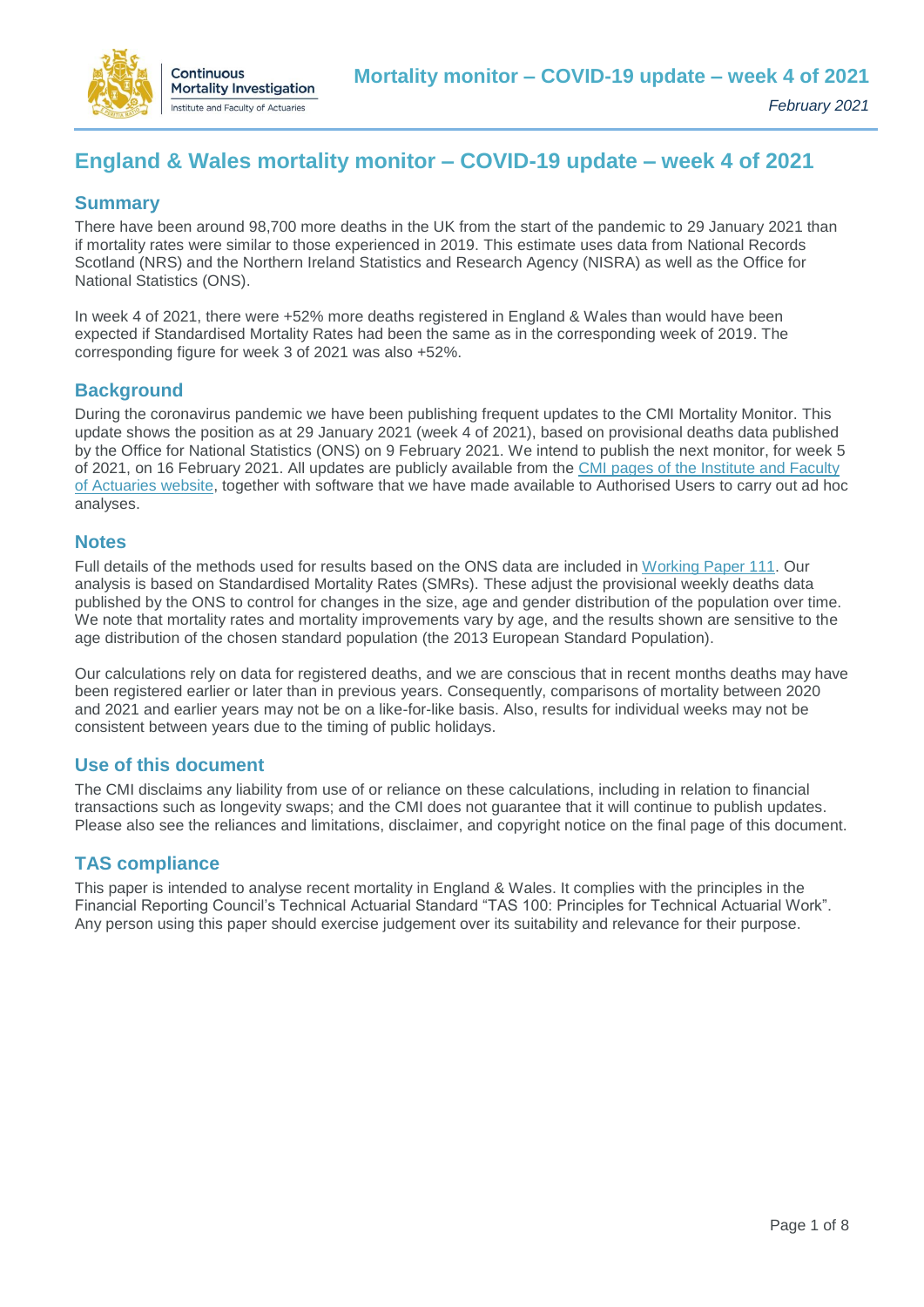# England & Wales mortality monitor – COVID-19 update – week 4 of 2021

## Summary

There have been around 98,700 more deaths in the UK from the start of the pandemic to 29 January 2021 than if mortality rates were similar to those experienced in 2019. This estimate uses data from National Records Scotland (NRS) and the Northern Ireland Statistics and Research Agency (NISRA) as well as the Office for National Statistics (ONS).

In week 4 of 2021, there were +52% more deaths registered in England & Wales than would have been expected if Standardised Mortality Rates had been the same as in the corresponding week of 2019. The corresponding figure for week 3 of 2021 was also +52%.

## Background

During the coronavirus pandemic we have been publishing frequent updates to the CMI Mortality Monitor. This update shows the position as at 29 January 2021 (week 4 of 2021), based on provisional deaths data published by the Office for National Statistics (ONS) on 9 February 2021. We intend to publish the next monitor, for week 5 of 2021, on 16 February 2021. All updates are publicly available from the CMI pages of the Institute and Faculty of Actuaries website, together with software that we have made available to Authorised Users to carry out ad hoc analyses.

## Notes

Full details of the methods used for results based on the ONS data are included in Working Paper 111. Our analysis is based on Standardised Mortality Rates (SMRs). These adjust the provisional weekly deaths data published by the ONS to control for changes in the size, age and gender distribution of the population over time. We note that mortality rates and mortality improvements vary by age, and the results shown are sensitive to the age distribution of the chosen standard population (the 2013 European Standard Population).

Our calculations rely on data for registered deaths, and we are conscious that in recent months deaths may have been registered earlier or later than in previous years. Consequently, comparisons of mortality between 2020 and 2021 and earlier years may not be on a like-for-like basis. Also, results for individual weeks may not be consistent between years due to the timing of public holidays.

## Use of this document

The CMI disclaims any liability from use of or reliance on these calculations, including in relation to financial transactions such as longevity swaps; and the CMI does not guarantee that it will continue to publish updates. Please also see the reliances and limitations, disclaimer, and copyright notice on the final page of this document.

## TAS compliance

This paper is intended to analyse recent mortality in England & Wales. It complies with the principles in the Financial Reporting Council's Technical Actuarial Standard "TAS 100: Principles for Technical Actuarial Work". Any person using this paper should exercise judgement over its suitability and relevance for their purpose.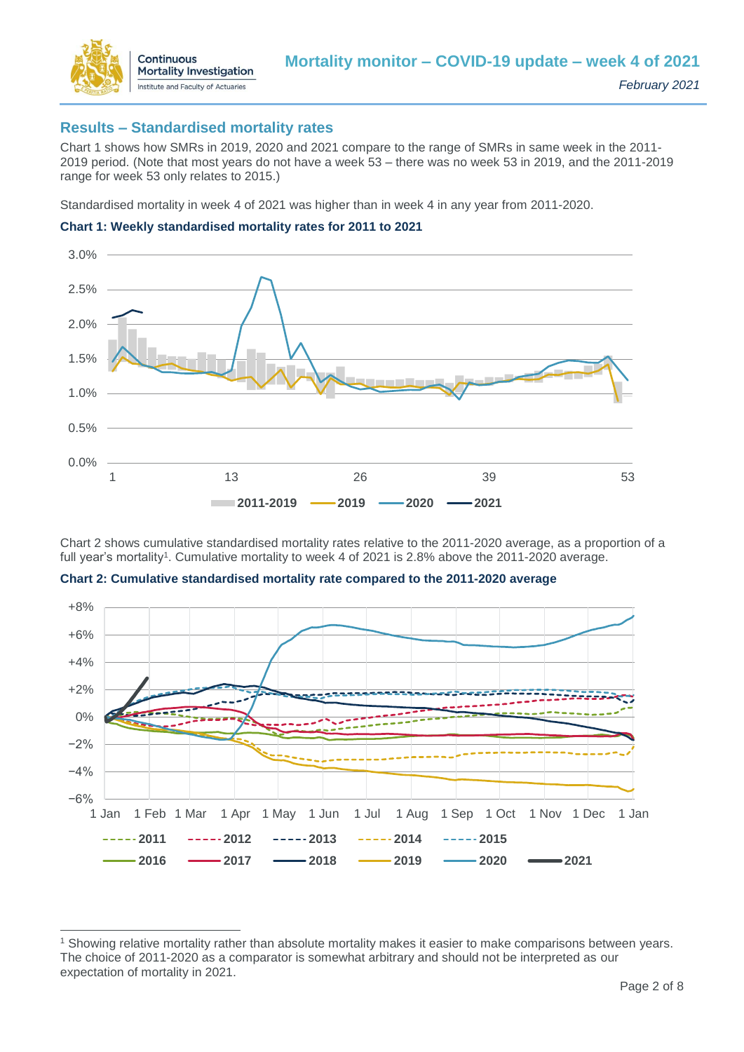## Results – Standardised mortality rates

Chart 1 shows how SMRs in 2019, 2020 and 2021 compare to the range of SMRs in same week in the 2011-2019 period. (Note that most years do not have a week 53 – there was no week 53 in 2019, and the 2011-2019 range for week 53 only relates to 2015.)

Standardised mortality in week 4 of 2021 was higher than in week 4 in any year from 2011-2020.

**Chart 1: Weekly standardised mortality rates for 2011 to 2021**

Chart 2 shows cumulative standardised mortality rates relative to the 2011-2020 average, as a proportion of a full year's mortality[1]. Cumulative mortality to week 4 of 2021 is 2.8% above the 2011-2020 average.

**Chart 2: Cumulative standardised mortality rate compared to the 2011-2020 average**

[1] Showing relative mortality rather than absolute mortality makes it easier to make comparisons between years. The choice of 2011-2020 as a comparator is somewhat arbitrary and should not be interpreted as our expectation of mortality in 2021.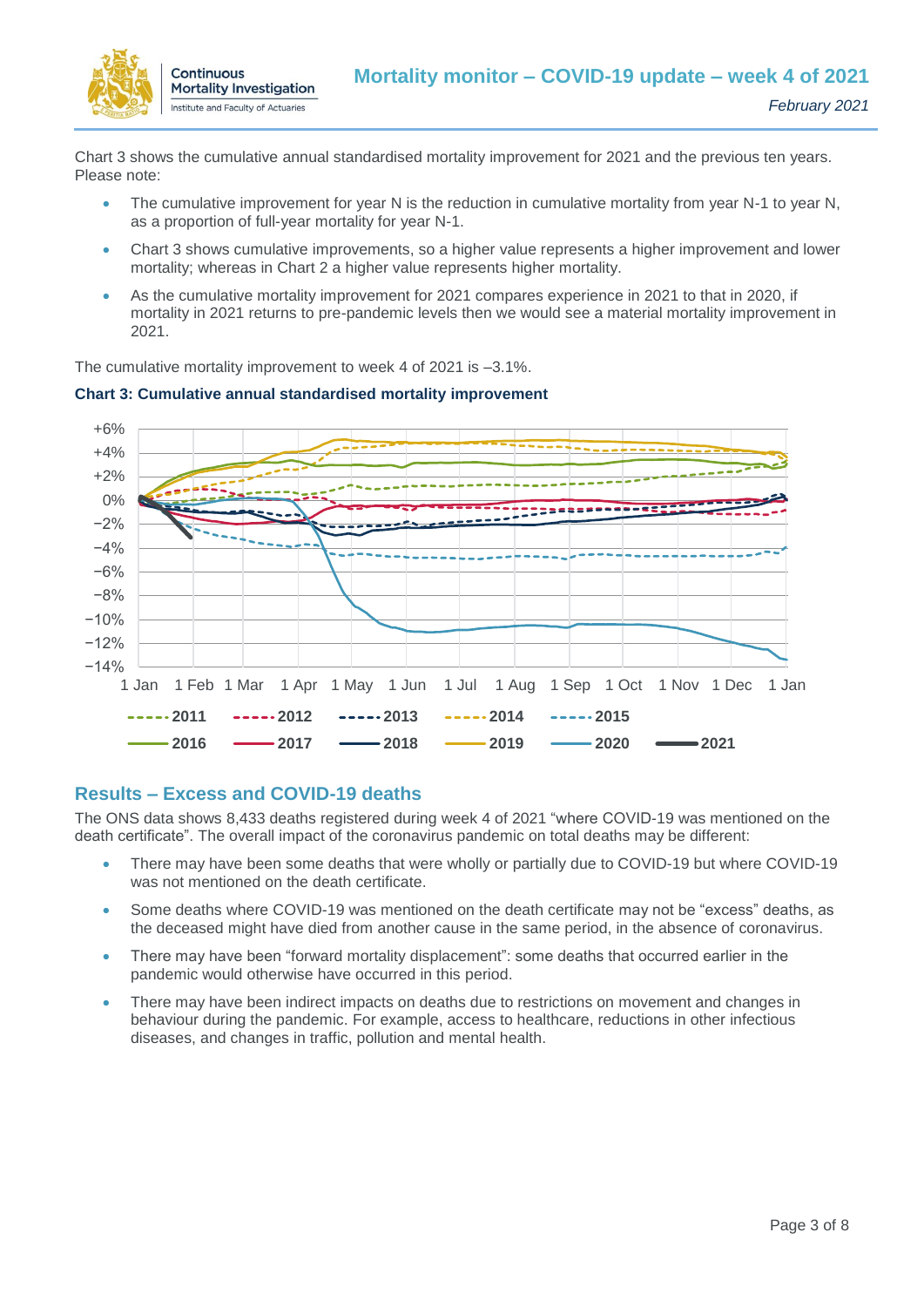Chart 3 shows the cumulative annual standardised mortality improvement for 2021 and the previous ten years. Please note:

- The cumulative improvement for year N is the reduction in cumulative mortality from year N-1 to year N, as a proportion of full-year mortality for year N-1.
- Chart 3 shows cumulative improvements, so a higher value represents a higher improvement and lower mortality; whereas in Chart 2 a higher value represents higher mortality.
- As the cumulative mortality improvement for 2021 compares experience in 2021 to that in 2020, if mortality in 2021 returns to pre-pandemic levels then we would see a material mortality improvement in 2021.

The cumulative mortality improvement to week 4 of 2021 is –3.1%.

**Chart 3: Cumulative annual standardised mortality improvement**

## Results – Excess and COVID-19 deaths

The ONS data shows 8,433 deaths registered during week 4 of 2021 “where COVID-19 was mentioned on the death certificate”. The overall impact of the coronavirus pandemic on total deaths may be different:

- There may have been some deaths that were wholly or partially due to COVID-19 but where COVID-19 was not mentioned on the death certificate.
- Some deaths where COVID-19 was mentioned on the death certificate may not be “excess” deaths, as the deceased might have died from another cause in the same period, in the absence of coronavirus.
- There may have been “forward mortality displacement”: some deaths that occurred earlier in the pandemic would otherwise have occurred in this period.
- There may have been indirect impacts on deaths due to restrictions on movement and changes in behaviour during the pandemic. For example, access to healthcare, reductions in other infectious diseases, and changes in traffic, pollution and mental health.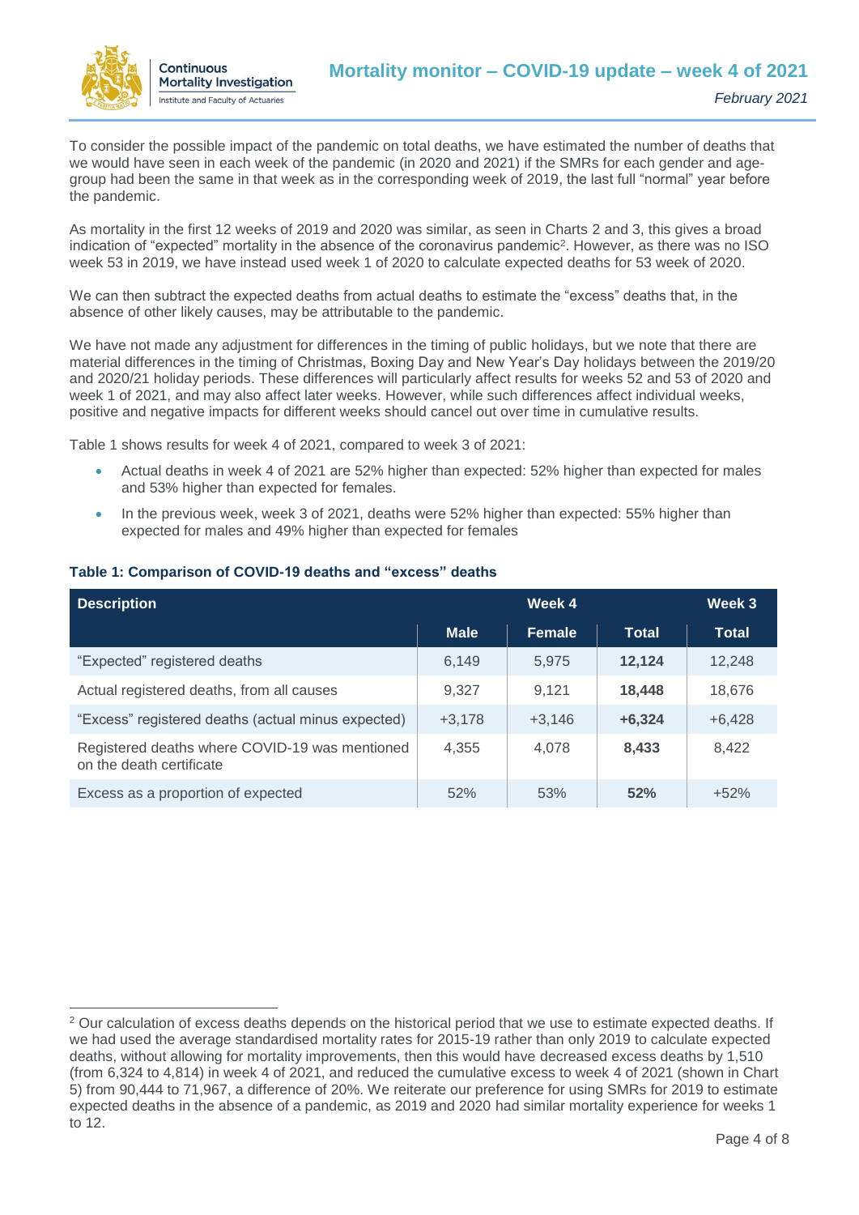To consider the possible impact of the pandemic on total deaths, we have estimated the number of deaths that we would have seen in each week of the pandemic (in 2020 and 2021) if the SMRs for each gender and age-group had been the same in that week as in the corresponding week of 2019, the last full "normal" year before the pandemic.

As mortality in the first 12 weeks of 2019 and 2020 was similar, as seen in Charts 2 and 3, this gives a broad indication of "expected" mortality in the absence of the coronavirus pandemic[2]. However, as there was no ISO week 53 in 2019, we have instead used week 1 of 2020 to calculate expected deaths for 53 week of 2020.

We can then subtract the expected deaths from actual deaths to estimate the "excess" deaths that, in the absence of other likely causes, may be attributable to the pandemic.

We have not made any adjustment for differences in the timing of public holidays, but we note that there are material differences in the timing of Christmas, Boxing Day and New Year's Day holidays between the 2019/20 and 2020/21 holiday periods. These differences will particularly affect results for weeks 52 and 53 of 2020 and week 1 of 2021, and may also affect later weeks. However, while such differences affect individual weeks, positive and negative impacts for different weeks should cancel out over time in cumulative results.

Table 1 shows results for week 4 of 2021, compared to week 3 of 2021:

- Actual deaths in week 4 of 2021 are 52% higher than expected: 52% higher than expected for males and 53% higher than expected for females.
- In the previous week, week 3 of 2021, deaths were 52% higher than expected: 55% higher than expected for males and 49% higher than expected for females

**Table 1: Comparison of COVID-19 deaths and "excess" deaths**

| Description | Week 4 | | | Week 3 |
|---|---|---|---|---|
| | Male | Female | Total | Total |
| "Expected" registered deaths | 6,149 | 5,975 | **12,124** | 12,248 |
| Actual registered deaths, from all causes | 9,327 | 9,121 | **18,448** | 18,676 |
| "Excess" registered deaths (actual minus expected) | +3,178 | +3,146 | **+6,324** | +6,428 |
| Registered deaths where COVID-19 was mentioned on the death certificate | 4,355 | 4,078 | **8,433** | 8,422 |
| Excess as a proportion of expected | 52% | 53% | **52%** | +52% |

[2] Our calculation of excess deaths depends on the historical period that we use to estimate expected deaths. If we had used the average standardised mortality rates for 2015-19 rather than only 2019 to calculate expected deaths, without allowing for mortality improvements, then this would have decreased excess deaths by 1,510 (from 6,324 to 4,814) in week 4 of 2021, and reduced the cumulative excess to week 4 of 2021 (shown in Chart 5) from 90,444 to 71,967, a difference of 20%. We reiterate our preference for using SMRs for 2019 to estimate expected deaths in the absence of a pandemic, as 2019 and 2020 had similar mortality experience for weeks 1 to 12.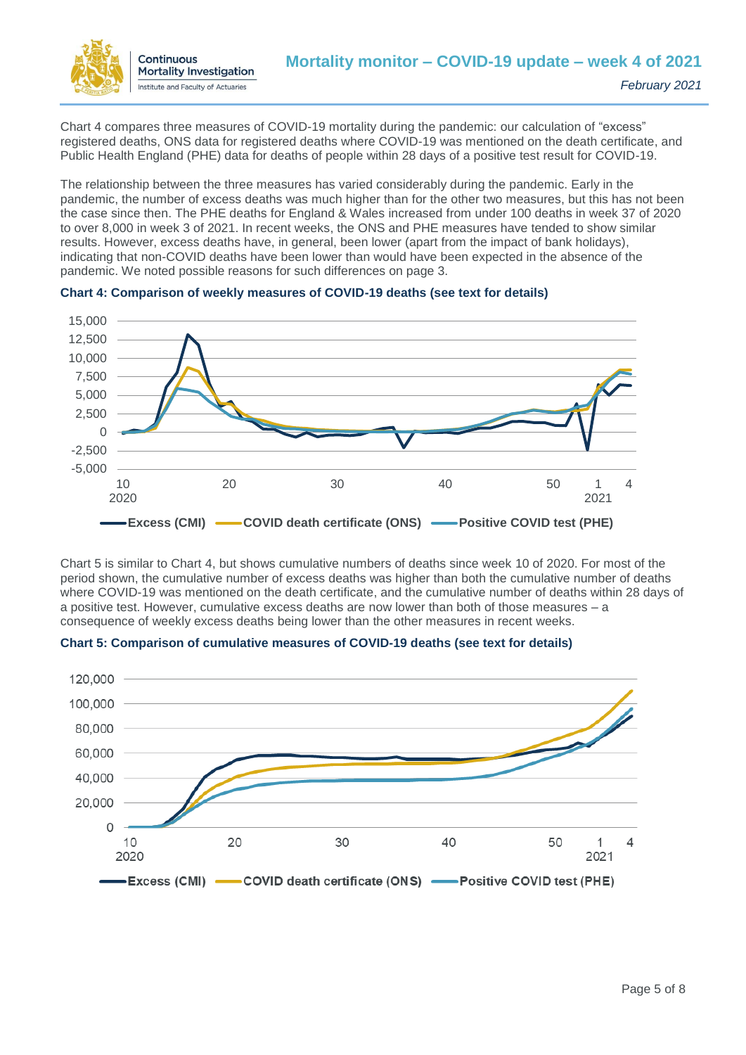Chart 4 compares three measures of COVID-19 mortality during the pandemic: our calculation of "excess" registered deaths, ONS data for registered deaths where COVID-19 was mentioned on the death certificate, and Public Health England (PHE) data for deaths of people within 28 days of a positive test result for COVID-19.

The relationship between the three measures has varied considerably during the pandemic. Early in the pandemic, the number of excess deaths was much higher than for the other two measures, but this has not been the case since then. The PHE deaths for England & Wales increased from under 100 deaths in week 37 of 2020 to over 8,000 in week 3 of 2021. In recent weeks, the ONS and PHE measures have tended to show similar results. However, excess deaths have, in general, been lower (apart from the impact of bank holidays), indicating that non-COVID deaths have been lower than would have been expected in the absence of the pandemic. We noted possible reasons for such differences on page 3.

**Chart 4: Comparison of weekly measures of COVID-19 deaths (see text for details)**

Chart 5 is similar to Chart 4, but shows cumulative numbers of deaths since week 10 of 2020. For most of the period shown, the cumulative number of excess deaths was higher than both the cumulative number of deaths where COVID-19 was mentioned on the death certificate, and the cumulative number of deaths within 28 days of a positive test. However, cumulative excess deaths are now lower than both of those measures – a consequence of weekly excess deaths being lower than the other measures in recent weeks.

**Chart 5: Comparison of cumulative measures of COVID-19 deaths (see text for details)**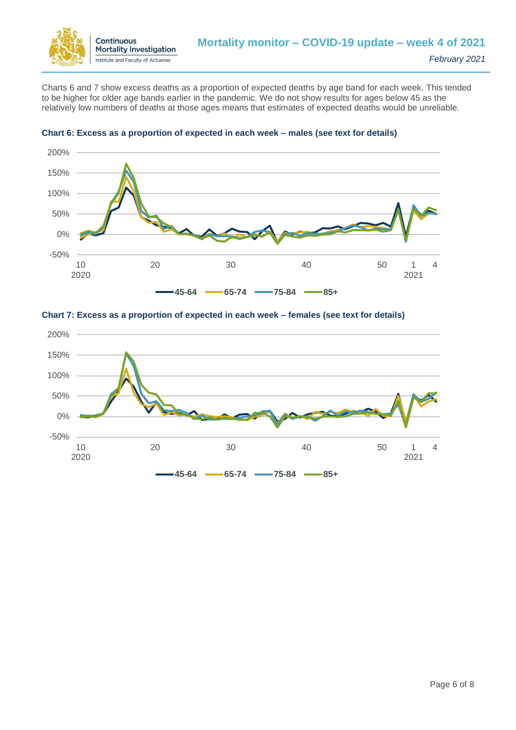Charts 6 and 7 show excess deaths as a proportion of expected deaths by age band for each week. This tended to be higher for older age bands earlier in the pandemic. We do not show results for ages below 45 as the relatively low numbers of deaths at those ages means that estimates of expected deaths would be unreliable.

**Chart 6: Excess as a proportion of expected in each week – males (see text for details)**

**Chart 7: Excess as a proportion of expected in each week – females (see text for details)**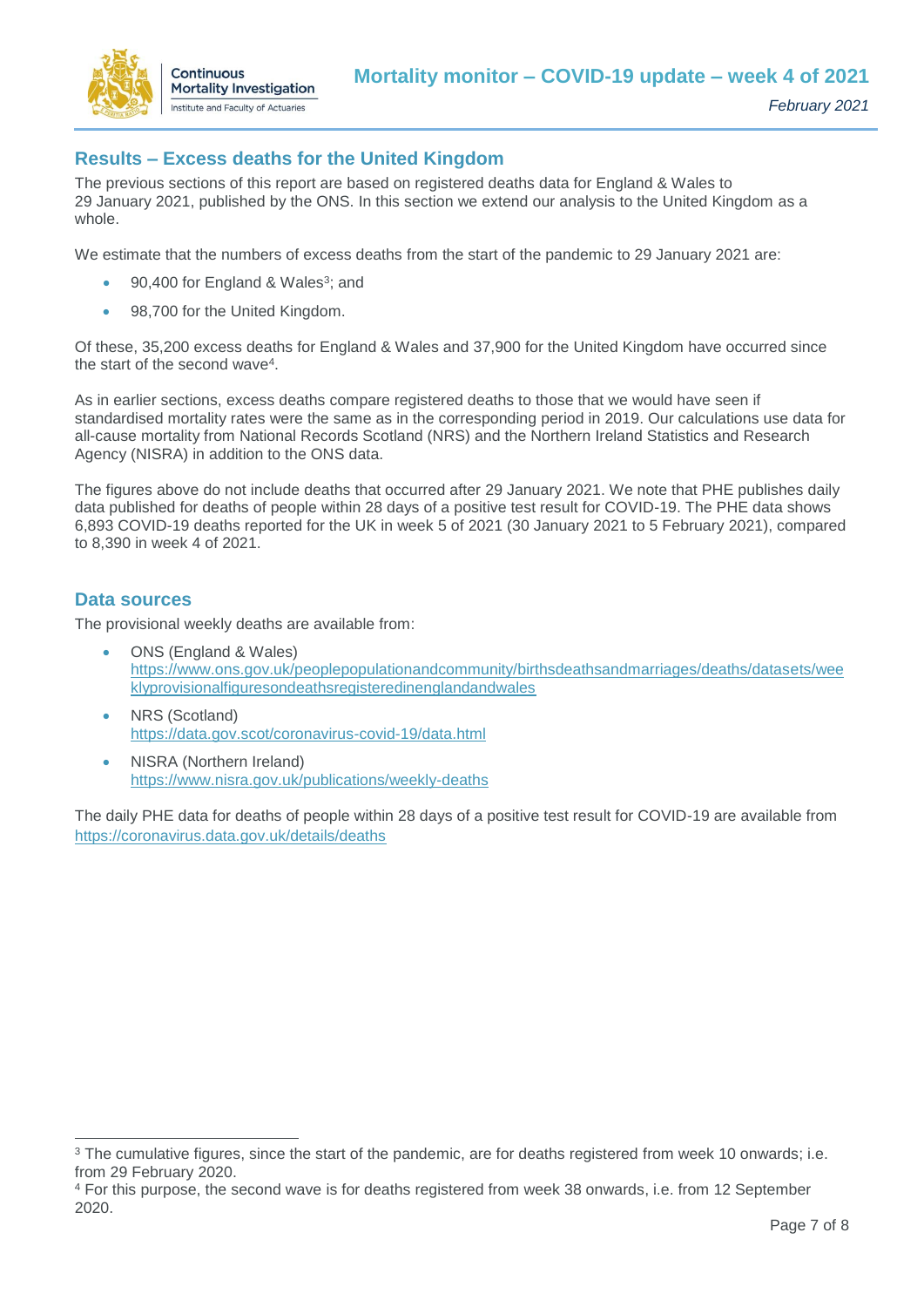## Results – Excess deaths for the United Kingdom

The previous sections of this report are based on registered deaths data for England & Wales to 29 January 2021, published by the ONS. In this section we extend our analysis to the United Kingdom as a whole.

We estimate that the numbers of excess deaths from the start of the pandemic to 29 January 2021 are:

- 90,400 for England & Wales[3]; and
- 98,700 for the United Kingdom.

Of these, 35,200 excess deaths for England & Wales and 37,900 for the United Kingdom have occurred since the start of the second wave[4].

As in earlier sections, excess deaths compare registered deaths to those that we would have seen if standardised mortality rates were the same as in the corresponding period in 2019. Our calculations use data for all-cause mortality from National Records Scotland (NRS) and the Northern Ireland Statistics and Research Agency (NISRA) in addition to the ONS data.

The figures above do not include deaths that occurred after 29 January 2021. We note that PHE publishes daily data published for deaths of people within 28 days of a positive test result for COVID-19. The PHE data shows 6,893 COVID-19 deaths reported for the UK in week 5 of 2021 (30 January 2021 to 5 February 2021), compared to 8,390 in week 4 of 2021.

## Data sources

The provisional weekly deaths are available from:

- ONS (England & Wales)
  https://www.ons.gov.uk/peoplepopulationandcommunity/birthsdeathsandmarriages/deaths/datasets/weeklyprovisionalfiguresondeathsregisteredinenglandandwales
- NRS (Scotland)
  https://data.gov.scot/coronavirus-covid-19/data.html
- NISRA (Northern Ireland)
  https://www.nisra.gov.uk/publications/weekly-deaths

The daily PHE data for deaths of people within 28 days of a positive test result for COVID-19 are available from https://coronavirus.data.gov.uk/details/deaths

[3] The cumulative figures, since the start of the pandemic, are for deaths registered from week 10 onwards; i.e. from 29 February 2020.

[4] For this purpose, the second wave is for deaths registered from week 38 onwards, i.e. from 12 September 2020.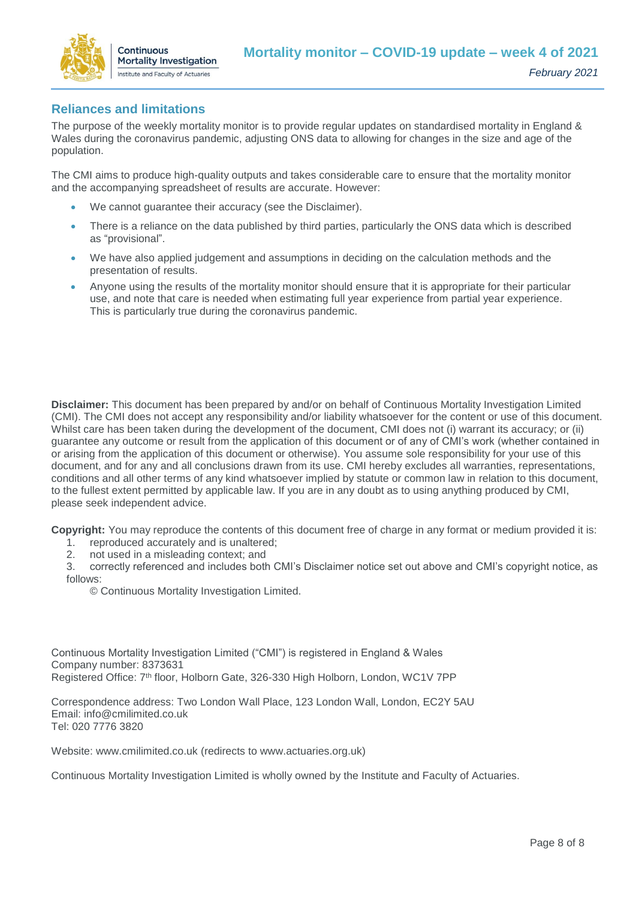## Reliances and limitations

The purpose of the weekly mortality monitor is to provide regular updates on standardised mortality in England & Wales during the coronavirus pandemic, adjusting ONS data to allowing for changes in the size and age of the population.

The CMI aims to produce high-quality outputs and takes considerable care to ensure that the mortality monitor and the accompanying spreadsheet of results are accurate. However:

- We cannot guarantee their accuracy (see the Disclaimer).
- There is a reliance on the data published by third parties, particularly the ONS data which is described as "provisional".
- We have also applied judgement and assumptions in deciding on the calculation methods and the presentation of results.
- Anyone using the results of the mortality monitor should ensure that it is appropriate for their particular use, and note that care is needed when estimating full year experience from partial year experience. This is particularly true during the coronavirus pandemic.

**Disclaimer:** This document has been prepared by and/or on behalf of Continuous Mortality Investigation Limited (CMI). The CMI does not accept any responsibility and/or liability whatsoever for the content or use of this document. Whilst care has been taken during the development of the document, CMI does not (i) warrant its accuracy; or (ii) guarantee any outcome or result from the application of this document or of any of CMI's work (whether contained in or arising from the application of this document or otherwise). You assume sole responsibility for your use of this document, and for any and all conclusions drawn from its use. CMI hereby excludes all warranties, representations, conditions and all other terms of any kind whatsoever implied by statute or common law in relation to this document, to the fullest extent permitted by applicable law. If you are in any doubt as to using anything produced by CMI, please seek independent advice.

**Copyright:** You may reproduce the contents of this document free of charge in any format or medium provided it is:

1. reproduced accurately and is unaltered;
2. not used in a misleading context; and
3. correctly referenced and includes both CMI's Disclaimer notice set out above and CMI's copyright notice, as follows:

    © Continuous Mortality Investigation Limited.

Continuous Mortality Investigation Limited ("CMI") is registered in England & Wales
Company number: 8373631
Registered Office: 7th floor, Holborn Gate, 326-330 High Holborn, London, WC1V 7PP

Correspondence address: Two London Wall Place, 123 London Wall, London, EC2Y 5AU
Email: info@cmilimited.co.uk
Tel: 020 7776 3820

Website: www.cmilimited.co.uk (redirects to www.actuaries.org.uk)

Continuous Mortality Investigation Limited is wholly owned by the Institute and Faculty of Actuaries.